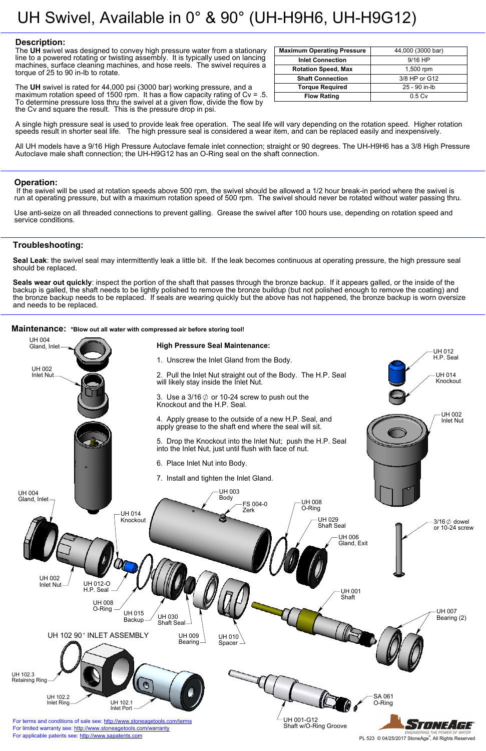# UH Swivel, Available in 0° & 90° (UH-H9H6, UH-H9G12)

## Description:

The **UH** swivel was designed to convey high pressure water from a stationary line to a powered rotating or twisting assembly. It is typically used on lancing machines, surface cleaning machines, and hose reels. The swivel requires a torque of 25 to 90 in-lb to rotate.

The **UH** swivel is rated for 44,000 psi (3000 bar) working pressure, and a maximum rotation speed of 1500 rpm. It has a flow capacity rating of Cv = .5. To determine pressure loss thru the swivel at a given flow, divide the flow by the Cv and square the result. This is the pressure drop in psi.

| Maximum Operating Pressure | 44,000 (3000 bar) |
|---|---|
| Inlet Connection | 9/16 HP |
| Rotation Speed, Max | 1,500 rpm |
| Shaft Connection | 3/8 HP or G12 |
| Torque Required | 25 - 90 in-lb |
| Flow Rating | 0.5 Cv |

A single high pressure seal is used to provide leak free operation. The seal life will vary depending on the rotation speed. Higher rotation speeds result in shorter seal life. The high pressure seal is considered a wear item, and can be replaced easily and inexpensively.

All UH models have a 9/16 High Pressure Autoclave female inlet connection; straight or 90 degrees. The UH-H9H6 has a 3/8 High Pressure Autoclave male shaft connection; the UH-H9G12 has an O-Ring seal on the shaft connection.

## Operation:

If the swivel will be used at rotation speeds above 500 rpm, the swivel should be allowed a 1/2 hour break-in period where the swivel is run at operating pressure, but with a maximum rotation speed of 500 rpm. The swivel should never be rotated without water passing thru.

Use anti-seize on all threaded connections to prevent galling. Grease the swivel after 100 hours use, depending on rotation speed and service conditions.

## Troubleshooting:

**Seal Leak**: the swivel seal may intermittently leak a little bit. If the leak becomes continuous at operating pressure, the high pressure seal should be replaced.

**Seals wear out quickly**: inspect the portion of the shaft that passes through the bronze backup. If it appears galled, or the inside of the backup is galled, the shaft needs to be lightly polished to remove the bronze buildup (but not polished enough to remove the coating) and the bronze backup needs to be replaced. If seals are wearing quickly but the above has not happened, the bronze backup is worn oversize and needs to be replaced.

## Maintenance: *Blow out all water with compressed air before storing tool!

**High Pressure Seal Maintenance:**

1. Unscrew the Inlet Gland from the Body.
2. Pull the Inlet Nut straight out of the Body. The H.P. Seal will likely stay inside the Inlet Nut.
3. Use a 3/16 ∅ or 10-24 screw to push out the Knockout and the H.P. Seal.
4. Apply grease to the outside of a new H.P. Seal, and apply grease to the shaft end where the seal will sit.
5. Drop the Knockout into the Inlet Nut; push the H.P. Seal into the Inlet Nut, just until flush with face of nut.
6. Place Inlet Nut into Body.
7. Install and tighten the Inlet Gland.

UH 004 Gland, Inlet
UH 002 Inlet Nut
UH 012 H.P. Seal
UH 014 Knockout
UH 002 Inlet Nut
UH 004 Gland, Inlet
UH 014 Knockout
UH 003 Body
FS 004-0 Zerk
UH 008 O-Ring
UH 029 Shaft Seal
UH 006 Gland, Exit
3/16 ∅ dowel or 10-24 screw
UH 002 Inlet Nut
UH 012-O H.P. Seal
UH 008 O-Ring
UH 015 Backup
UH 030 Shaft Seal
UH 001 Shaft
UH 007 Bearing (2)
UH 009 Bearing
UH 010 Spacer

UH 102 90° INLET ASSEMBLY
UH 102.3 Retaining Ring
UH 102.2 Inlet Ring
UH 102.1 Inlet Port
SA 061 O-Ring
UH 001-G12 Shaft w/O-Ring Groove

For terms and conditions of sale see: http://www.stoneagetools.com/terms
For limited warranty see: http://www.stoneagetools.com/warranty
For applicable patents see: http://www.sapatents.com

PL 523 © 04/25/2017 StoneAge®, All Rights Reserved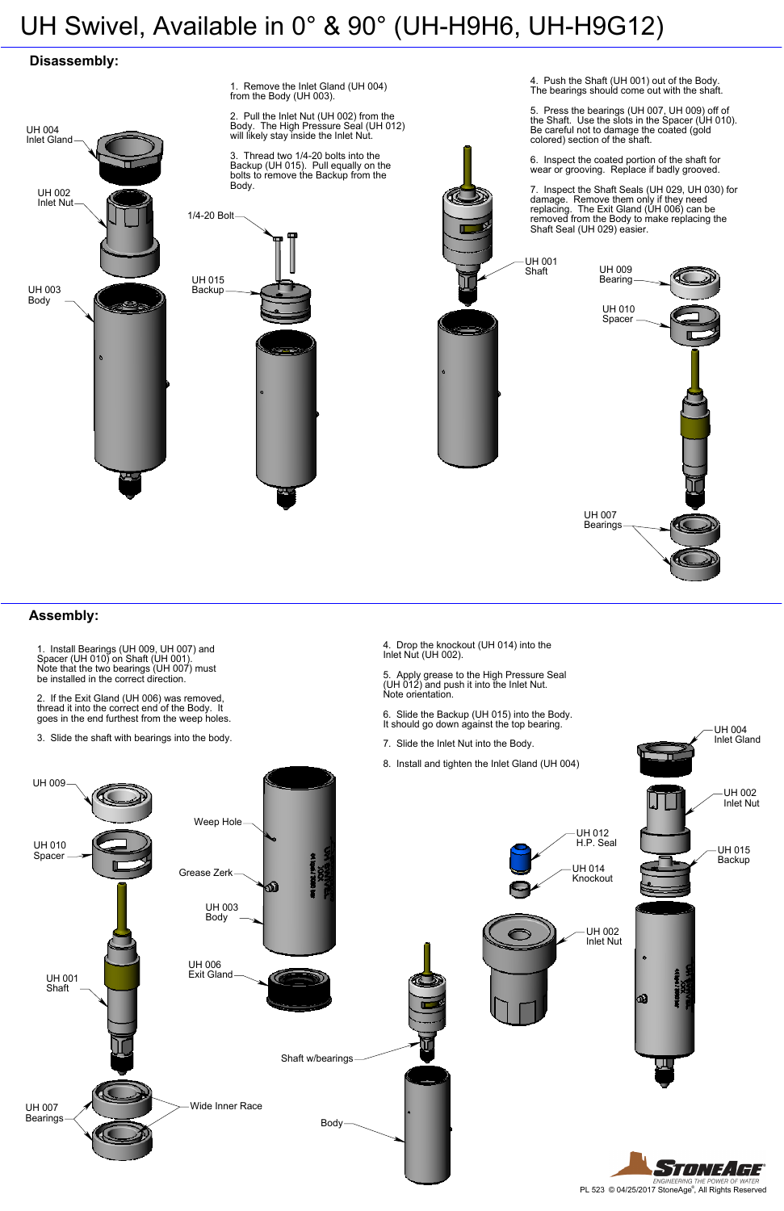# UH Swivel, Available in 0° & 90° (UH-H9H6, UH-H9G12)

## Disassembly:

1. Remove the Inlet Gland (UH 004) from the Body (UH 003).

2. Pull the Inlet Nut (UH 002) from the Body. The High Pressure Seal (UH 012) will likely stay inside the Inlet Nut.

3. Thread two 1/4-20 bolts into the Backup (UH 015). Pull equally on the bolts to remove the Backup from the Body.

4. Push the Shaft (UH 001) out of the Body. The bearings should come out with the shaft.

5. Press the bearings (UH 007, UH 009) off of the Shaft. Use the slots in the Spacer (UH 010). Be careful not to damage the coated (gold colored) section of the shaft.

6. Inspect the coated portion of the shaft for wear or grooving. Replace if badly grooved.

7. Inspect the Shaft Seals (UH 029, UH 030) for damage. Remove them only if they need replacing. The Exit Gland (UH 006) can be removed from the Body to make replacing the Shaft Seal (UH 029) easier.

UH 004
Inlet Gland

UH 002
Inlet Nut

UH 003
Body

1/4-20 Bolt

UH 015
Backup

UH 001
Shaft

UH 009
Bearing

UH 010
Spacer

UH 007
Bearings

## Assembly:

1. Install Bearings (UH 009, UH 007) and Spacer (UH 010) on Shaft (UH 001). Note that the two bearings (UH 007) must be installed in the correct direction.

2. If the Exit Gland (UH 006) was removed, thread it into the correct end of the Body. It goes in the end furthest from the weep holes.

3. Slide the shaft with bearings into the body.

4. Drop the knockout (UH 014) into the Inlet Nut (UH 002).

5. Apply grease to the High Pressure Seal (UH 012) and push it into the Inlet Nut. Note orientation.

6. Slide the Backup (UH 015) into the Body. It should go down against the top bearing.

7. Slide the Inlet Nut into the Body.

8. Install and tighten the Inlet Gland (UH 004)

UH 009

UH 010
Spacer

UH 001
Shaft

UH 007
Bearings

Wide Inner Race

Weep Hole

Grease Zerk

UH 003
Body

UH 006
Exit Gland

Shaft w/bearings

Body

UH 012
H.P. Seal

UH 014
Knockout

UH 002
Inlet Nut

UH 004
Inlet Gland

UH 002
Inlet Nut

UH 015
Backup

StoneAge
ENGINEERING THE POWER OF WATER

PL 523 © 04/25/2017 StoneAge®, All Rights Reserved